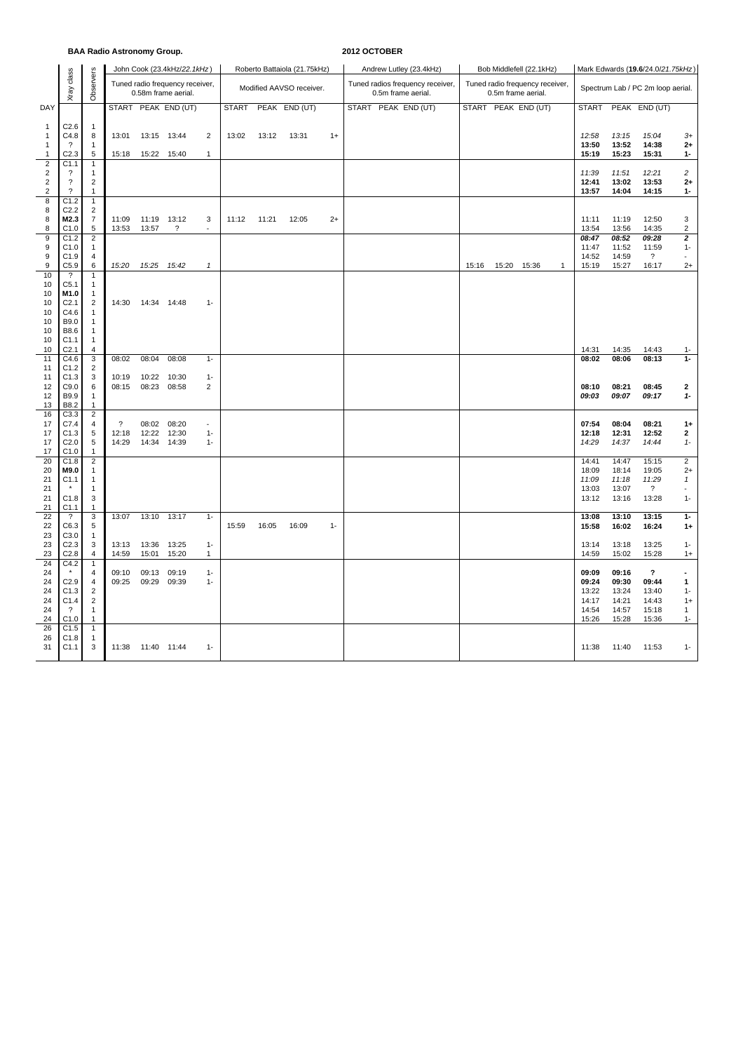**BAA Radio Astronomy Group.**

**2012 OCTOBER**

| DAY | Xray class | Observers | John Cook (23.4kHz/*22.1kHz*) Tuned radio frequency receiver, 0.58m frame aerial. | | | | Roberto Battaiola (21.75kHz) Modified AAVSO receiver. | | | | Andrew Lutley (23.4kHz) Tuned radios frequency receiver, 0.5m frame aerial. | | | | Bob Middlefell (22.1kHz) Tuned radio frequency receiver, 0.5m frame aerial. | | | | Mark Edwards (**19.6**/24.0/*21.75kHz*) Spectrum Lab / PC 2m loop aerial. | | | |
|---|---|---|---|---|---|---|---|---|---|---|---|---|---|---|---|---|---|---|---|---|---|---|
| | | | START | PEAK | END (UT) | | START | PEAK | END (UT) | | START | PEAK | END (UT) | | START | PEAK | END (UT) | | START | PEAK | END (UT) | |
| 1 | C2.6 | 1 | | | | | | | | | | | | | | | | | | | | |
| 1 | C4.8 | 8 | 13:01 | 13:15 | 13:44 | 2 | 13:02 | 13:12 | 13:31 | 1+ | | | | | | | | | *12:58* | *13:15* | *15:04* | *3+* |
| 1 | ? | 1 | | | | | | | | | | | | | | | | | **13:50** | **13:52** | **14:38** | **2+** |
| 1 | C2.3 | 5 | 15:18 | 15:22 | 15:40 | 1 | | | | | | | | | | | | | **15:19** | **15:23** | **15:31** | **1-** |
| 2 | C1.1 | 1 | | | | | | | | | | | | | | | | | | | | |
| 2 | ? | 1 | | | | | | | | | | | | | | | | | *11:39* | *11:51* | *12:21* | *2* |
| 2 | ? | 2 | | | | | | | | | | | | | | | | | **12:41** | **13:02** | **13:53** | **2+** |
| 2 | ? | 1 | | | | | | | | | | | | | | | | | **13:57** | **14:04** | **14:15** | **1-** |
| 8 | C1.2 | 1 | | | | | | | | | | | | | | | | | | | | |
| 8 | C2.2 | 2 | | | | | | | | | | | | | | | | | | | | |
| 8 | **M2.3** | 7 | 11:09 | 11:19 | 13:12 | 3 | 11:12 | 11:21 | 12:05 | 2+ | | | | | | | | | 11:11 | 11:19 | 12:50 | 3 |
| 8 | C1.0 | 5 | 13:53 | 13:57 | ? | - | | | | | | | | | | | | | 13:54 | 13:56 | 14:35 | 2 |
| 9 | C1.2 | 2 | | | | | | | | | | | | | | | | | ***08:47*** | ***08:52*** | ***09:28*** | ***2*** |
| 9 | C1.0 | 1 | | | | | | | | | | | | | | | | | 11:47 | 11:52 | 11:59 | 1- |
| 9 | C1.9 | 4 | | | | | | | | | | | | | | | | | 14:52 | 14:59 | ? | - |
| 9 | C5.9 | 6 | *15:20* | *15:25* | *15:42* | *1* | | | | | | | | | 15:16 | 15:20 | 15:36 | 1 | 15:19 | 15:27 | 16:17 | 2+ |
| 10 | ? | 1 | | | | | | | | | | | | | | | | | | | | |
| 10 | C5.1 | 1 | | | | | | | | | | | | | | | | | | | | |
| 10 | **M1.0** | 1 | | | | | | | | | | | | | | | | | | | | |
| 10 | C2.1 | 2 | 14:30 | 14:34 | 14:48 | 1- | | | | | | | | | | | | | | | | |
| 10 | C4.6 | 1 | | | | | | | | | | | | | | | | | | | | |
| 10 | B9.0 | 1 | | | | | | | | | | | | | | | | | | | | |
| 10 | B8.6 | 1 | | | | | | | | | | | | | | | | | | | | |
| 10 | C1.1 | 1 | | | | | | | | | | | | | | | | | | | | |
| 10 | C2.1 | 4 | | | | | | | | | | | | | | | | | 14:31 | 14:35 | 14:43 | 1- |
| 11 | C4.6 | 3 | 08:02 | 08:04 | 08:08 | 1- | | | | | | | | | | | | | **08:02** | **08:06** | **08:13** | **1-** |
| 11 | C1.2 | 2 | | | | | | | | | | | | | | | | | | | | |
| 11 | C1.3 | 3 | 10:19 | 10:22 | 10:30 | 1- | | | | | | | | | | | | | | | | |
| 12 | C9.0 | 6 | 08:15 | 08:23 | 08:58 | 2 | | | | | | | | | | | | | **08:10** | **08:21** | **08:45** | **2** |
| 12 | B9.9 | 1 | | | | | | | | | | | | | | | | | ***09:03*** | ***09:07*** | ***09:17*** | ***1-*** |
| 13 | B8.2 | 1 | | | | | | | | | | | | | | | | | | | | |
| 16 | C3.3 | 2 | | | | | | | | | | | | | | | | | | | | |
| 17 | C7.4 | 4 | ? | 08:02 | 08:20 | - | | | | | | | | | | | | | **07:54** | **08:04** | **08:21** | **1+** |
| 17 | C1.3 | 5 | 12:18 | 12:22 | 12:30 | 1- | | | | | | | | | | | | | **12:18** | **12:31** | **12:52** | **2** |
| 17 | C2.0 | 5 | 14:29 | 14:34 | 14:39 | 1- | | | | | | | | | | | | | *14:29* | *14:37* | *14:44* | *1-* |
| 17 | C1.0 | 1 | | | | | | | | | | | | | | | | | | | | |
| 20 | C1.8 | 2 | | | | | | | | | | | | | | | | | 14:41 | 14:47 | 15:15 | 2 |
| 20 | **M9.0** | 1 | | | | | | | | | | | | | | | | | 18:09 | 18:14 | 19:05 | 2+ |
| 21 | C1.1 | 1 | | | | | | | | | | | | | | | | | *11:09* | *11:18* | *11:29* | *1* |
| 21 | * | 1 | | | | | | | | | | | | | | | | | 13:03 | 13:07 | ? | - |
| 21 | C1.8 | 3 | | | | | | | | | | | | | | | | | 13:12 | 13:16 | 13:28 | 1- |
| 21 | C1.1 | 1 | | | | | | | | | | | | | | | | | | | | |
| 22 | ? | 3 | 13:07 | 13:10 | 13:17 | 1- | | | | | | | | | | | | | **13:08** | **13:10** | **13:15** | **1-** |
| 22 | C6.3 | 5 | | | | | 15:59 | 16:05 | 16:09 | 1- | | | | | | | | | **15:58** | **16:02** | **16:24** | **1+** |
| 23 | C3.0 | 1 | | | | | | | | | | | | | | | | | | | | |
| 23 | C2.3 | 3 | 13:13 | 13:36 | 13:25 | 1- | | | | | | | | | | | | | 13:14 | 13:18 | 13:25 | 1- |
| 23 | C2.8 | 4 | 14:59 | 15:01 | 15:20 | 1 | | | | | | | | | | | | | 14:59 | 15:02 | 15:28 | 1+ |
| 24 | C4.2 | 1 | | | | | | | | | | | | | | | | | | | | |
| 24 | * | 4 | 09:10 | 09:13 | 09:19 | 1- | | | | | | | | | | | | | **09:09** | **09:16** | **?** | **-** |
| 24 | C2.9 | 4 | 09:25 | 09:29 | 09:39 | 1- | | | | | | | | | | | | | **09:24** | **09:30** | **09:44** | **1** |
| 24 | C1.3 | 2 | | | | | | | | | | | | | | | | | 13:22 | 13:24 | 13:40 | 1- |
| 24 | C1.4 | 2 | | | | | | | | | | | | | | | | | 14:17 | 14:21 | 14:43 | 1+ |
| 24 | ? | 1 | | | | | | | | | | | | | | | | | 14:54 | 14:57 | 15:18 | 1 |
| 24 | C1.0 | 1 | | | | | | | | | | | | | | | | | 15:26 | 15:28 | 15:36 | 1- |
| 26 | C1.5 | 1 | | | | | | | | | | | | | | | | | | | | |
| 26 | C1.8 | 1 | | | | | | | | | | | | | | | | | | | | |
| 31 | C1.1 | 3 | 11:38 | 11:40 | 11:44 | 1- | | | | | | | | | | | | | 11:38 | 11:40 | 11:53 | 1- |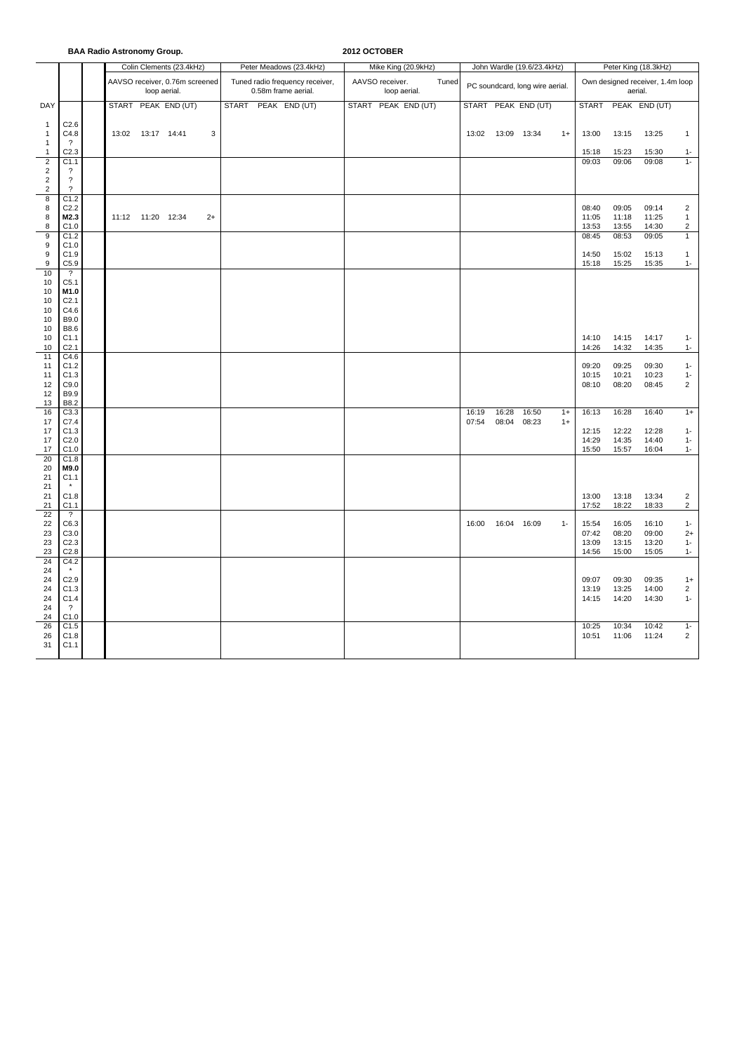**BAA Radio Astronomy Group.** **2012 OCTOBER**

| DAY | | | Colin Clements (23.4kHz) AAVSO receiver, 0.76m screened loop aerial. START | PEAK | END (UT) | | Peter Meadows (23.4kHz) Tuned radio frequency receiver, 0.58m frame aerial. START | PEAK | END (UT) | Mike King (20.9kHz) AAVSO receiver. Tuned loop aerial. START | PEAK | END (UT) | John Wardle (19.6/23.4kHz) PC soundcard, long wire aerial. START | PEAK | END (UT) | | Peter King (18.3kHz) Own designed receiver, 1.4m loop aerial. START | PEAK | END (UT) | |
|---|---|---|---|---|---|---|---|---|---|---|---|---|---|---|---|---|---|---|---|---|
| 1 | C2.6 | | | | | | | | | | | | | | | | | | | |
| 1 | C4.8 | | 13:02 | 13:17 | 14:41 | 3 | | | | | | | 13:02 | 13:09 | 13:34 | 1+ | 13:00 | 13:15 | 13:25 | 1 |
| 1 | ? | | | | | | | | | | | | | | | | | | | |
| 1 | C2.3 | | | | | | | | | | | | | | | | 15:18 | 15:23 | 15:30 | 1- |
| 2 | C1.1 | | | | | | | | | | | | | | | | 09:03 | 09:06 | 09:08 | 1- |
| 2 | ? | | | | | | | | | | | | | | | | | | | |
| 2 | ? | | | | | | | | | | | | | | | | | | | |
| 2 | ? | | | | | | | | | | | | | | | | | | | |
| 8 | C1.2 | | | | | | | | | | | | | | | | | | | |
| 8 | C2.2 | | | | | | | | | | | | | | | | 08:40 | 09:05 | 09:14 | 2 |
| 8 | **M2.3** | | 11:12 | 11:20 | 12:34 | 2+ | | | | | | | | | | | 11:05 | 11:18 | 11:25 | 1 |
| 8 | C1.0 | | | | | | | | | | | | | | | | 13:53 | 13:55 | 14:30 | 2 |
| 9 | C1.2 | | | | | | | | | | | | | | | | 08:45 | 08:53 | 09:05 | 1 |
| 9 | C1.0 | | | | | | | | | | | | | | | | | | | |
| 9 | C1.9 | | | | | | | | | | | | | | | | 14:50 | 15:02 | 15:13 | 1 |
| 9 | C5.9 | | | | | | | | | | | | | | | | 15:18 | 15:25 | 15:35 | 1- |
| 10 | ? | | | | | | | | | | | | | | | | | | | |
| 10 | C5.1 | | | | | | | | | | | | | | | | | | | |
| 10 | **M1.0** | | | | | | | | | | | | | | | | | | | |
| 10 | C2.1 | | | | | | | | | | | | | | | | | | | |
| 10 | C4.6 | | | | | | | | | | | | | | | | | | | |
| 10 | B9.0 | | | | | | | | | | | | | | | | | | | |
| 10 | B8.6 | | | | | | | | | | | | | | | | | | | |
| 10 | C1.1 | | | | | | | | | | | | | | | | 14:10 | 14:15 | 14:17 | 1- |
| 10 | C2.1 | | | | | | | | | | | | | | | | 14:26 | 14:32 | 14:35 | 1- |
| 11 | C4.6 | | | | | | | | | | | | | | | | | | | |
| 11 | C1.2 | | | | | | | | | | | | | | | | 09:20 | 09:25 | 09:30 | 1- |
| 11 | C1.3 | | | | | | | | | | | | | | | | 10:15 | 10:21 | 10:23 | 1- |
| 12 | C9.0 | | | | | | | | | | | | | | | | 08:10 | 08:20 | 08:45 | 2 |
| 12 | B9.9 | | | | | | | | | | | | | | | | | | | |
| 13 | B8.2 | | | | | | | | | | | | | | | | | | | |
| 16 | C3.3 | | | | | | | | | | | | 16:19 | 16:28 | 16:50 | 1+ | 16:13 | 16:28 | 16:40 | 1+ |
| 17 | C7.4 | | | | | | | | | | | | 07:54 | 08:04 | 08:23 | 1+ | | | | |
| 17 | C1.3 | | | | | | | | | | | | | | | | 12:15 | 12:22 | 12:28 | 1- |
| 17 | C2.0 | | | | | | | | | | | | | | | | 14:29 | 14:35 | 14:40 | 1- |
| 17 | C1.0 | | | | | | | | | | | | | | | | 15:50 | 15:57 | 16:04 | 1- |
| 20 | C1.8 | | | | | | | | | | | | | | | | | | | |
| 20 | **M9.0** | | | | | | | | | | | | | | | | | | | |
| 21 | C1.1 | | | | | | | | | | | | | | | | | | | |
| 21 | * | | | | | | | | | | | | | | | | | | | |
| 21 | C1.8 | | | | | | | | | | | | | | | | 13:00 | 13:18 | 13:34 | 2 |
| 21 | C1.1 | | | | | | | | | | | | | | | | 17:52 | 18:22 | 18:33 | 2 |
| 22 | ? | | | | | | | | | | | | | | | | | | | |
| 22 | C6.3 | | | | | | | | | | | | 16:00 | 16:04 | 16:09 | 1- | 15:54 | 16:05 | 16:10 | 1- |
| 23 | C3.0 | | | | | | | | | | | | | | | | 07:42 | 08:20 | 09:00 | 2+ |
| 23 | C2.3 | | | | | | | | | | | | | | | | 13:09 | 13:15 | 13:20 | 1- |
| 23 | C2.8 | | | | | | | | | | | | | | | | 14:56 | 15:00 | 15:05 | 1- |
| 24 | C4.2 | | | | | | | | | | | | | | | | | | | |
| 24 | * | | | | | | | | | | | | | | | | | | | |
| 24 | C2.9 | | | | | | | | | | | | | | | | 09:07 | 09:30 | 09:35 | 1+ |
| 24 | C1.3 | | | | | | | | | | | | | | | | 13:19 | 13:25 | 14:00 | 2 |
| 24 | C1.4 | | | | | | | | | | | | | | | | 14:15 | 14:20 | 14:30 | 1- |
| 24 | ? | | | | | | | | | | | | | | | | | | | |
| 24 | C1.0 | | | | | | | | | | | | | | | | | | | |
| 26 | C1.5 | | | | | | | | | | | | | | | | 10:25 | 10:34 | 10:42 | 1- |
| 26 | C1.8 | | | | | | | | | | | | | | | | 10:51 | 11:06 | 11:24 | 2 |
| 31 | C1.1 | | | | | | | | | | | | | | | | | | | |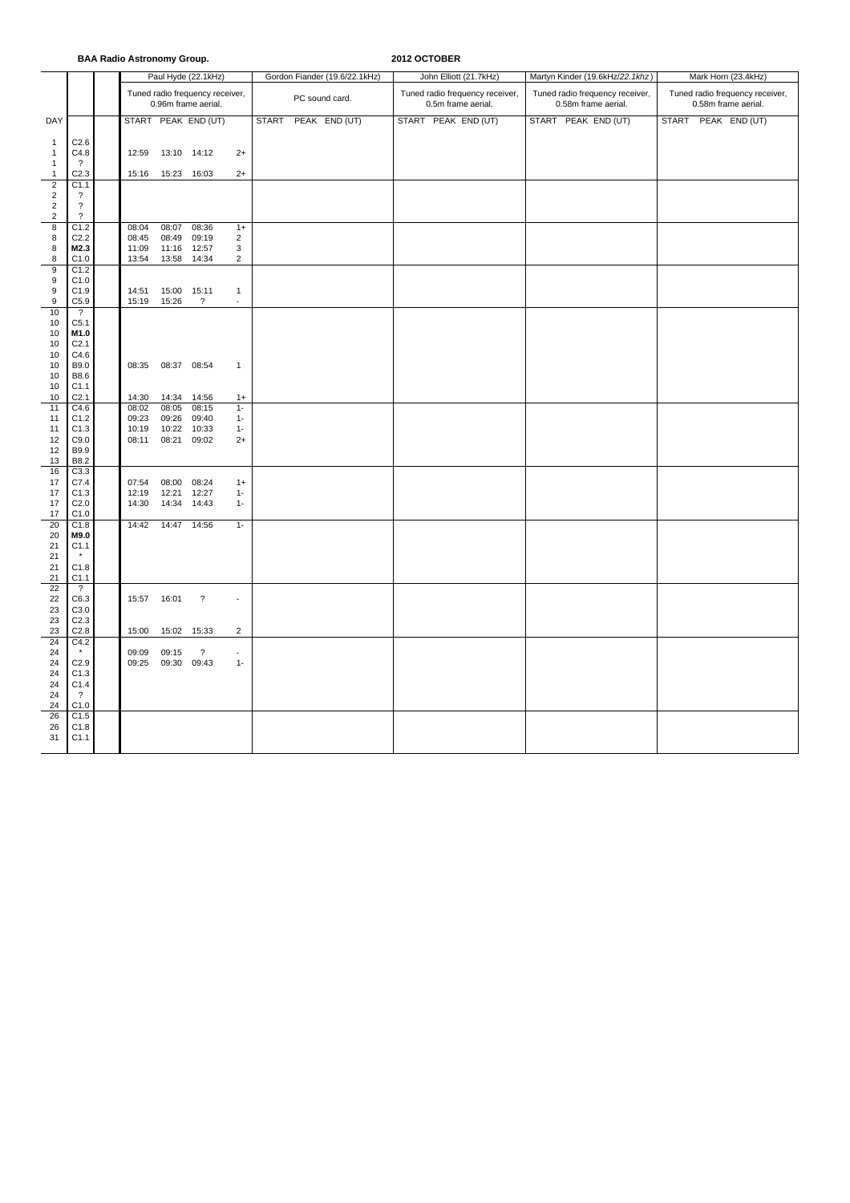**BAA Radio Astronomy Group.** **2012 OCTOBER**

| DAY | | | Paul Hyde (22.1kHz) Tuned radio frequency receiver, 0.96m frame aerial. START | PEAK | END (UT) | | Gordon Fiander (19.6/22.1kHz) PC sound card. START | PEAK | END (UT) | John Elliott (21.7kHz) Tuned radio frequency receiver, 0.5m frame aerial. START | PEAK | END (UT) | Martyn Kinder (19.6kHz/*22.1khz*) Tuned radio frequency receiver, 0.58m frame aerial. START | PEAK | END (UT) | Mark Horn (23.4kHz) Tuned radio frequency receiver, 0.58m frame aerial. START | PEAK | END (UT) |
|---|---|---|---|---|---|---|---|---|---|---|---|---|---|---|---|---|---|---|---|---|
| 1 | C2.6 | | | | | | | | | | | | | | | | | | | |
| 1 | C4.8 | | 12:59 | 13:10 | 14:12 | 2+ | | | | | | | | | | | | | | |
| 1 | ? | | | | | | | | | | | | | | | | | | | |
| 1 | C2.3 | | 15:16 | 15:23 | 16:03 | 2+ | | | | | | | | | | | | | | |
| 2 | C1.1 | | | | | | | | | | | | | | | | | | | |
| 2 | ? | | | | | | | | | | | | | | | | | | | |
| 2 | ? | | | | | | | | | | | | | | | | | | | |
| 2 | ? | | | | | | | | | | | | | | | | | | | |
| 8 | C1.2 | | 08:04 | 08:07 | 08:36 | 1+ | | | | | | | | | | | | | | |
| 8 | C2.2 | | 08:45 | 08:49 | 09:19 | 2 | | | | | | | | | | | | | | |
| 8 | **M2.3** | | 11:09 | 11:16 | 12:57 | 3 | | | | | | | | | | | | | | |
| 8 | C1.0 | | 13:54 | 13:58 | 14:34 | 2 | | | | | | | | | | | | | | |
| 9 | C1.2 | | | | | | | | | | | | | | | | | | | |
| 9 | C1.0 | | | | | | | | | | | | | | | | | | | |
| 9 | C1.9 | | 14:51 | 15:00 | 15:11 | 1 | | | | | | | | | | | | | | |
| 9 | C5.9 | | 15:19 | 15:26 | ? | - | | | | | | | | | | | | | | |
| 10 | ? | | | | | | | | | | | | | | | | | | | |
| 10 | C5.1 | | | | | | | | | | | | | | | | | | | |
| 10 | **M1.0** | | | | | | | | | | | | | | | | | | | |
| 10 | C2.1 | | | | | | | | | | | | | | | | | | | |
| 10 | C4.6 | | | | | | | | | | | | | | | | | | | |
| 10 | B9.0 | | 08:35 | 08:37 | 08:54 | 1 | | | | | | | | | | | | | | |
| 10 | B8.6 | | | | | | | | | | | | | | | | | | | |
| 10 | C1.1 | | | | | | | | | | | | | | | | | | | |
| 10 | C2.1 | | 14:30 | 14:34 | 14:56 | 1+ | | | | | | | | | | | | | | |
| 11 | C4.6 | | 08:02 | 08:05 | 08:15 | 1- | | | | | | | | | | | | | | |
| 11 | C1.2 | | 09:23 | 09:26 | 09:40 | 1- | | | | | | | | | | | | | | |
| 11 | C1.3 | | 10:19 | 10:22 | 10:33 | 1- | | | | | | | | | | | | | | |
| 12 | C9.0 | | 08:11 | 08:21 | 09:02 | 2+ | | | | | | | | | | | | | | |
| 12 | B9.9 | | | | | | | | | | | | | | | | | | | |
| 13 | B8.2 | | | | | | | | | | | | | | | | | | | |
| 16 | C3.3 | | | | | | | | | | | | | | | | | | | |
| 17 | C7.4 | | 07:54 | 08:00 | 08:24 | 1+ | | | | | | | | | | | | | | |
| 17 | C1.3 | | 12:19 | 12:21 | 12:27 | 1- | | | | | | | | | | | | | | |
| 17 | C2.0 | | 14:30 | 14:34 | 14:43 | 1- | | | | | | | | | | | | | | |
| 17 | C1.0 | | | | | | | | | | | | | | | | | | | |
| 20 | C1.8 | | 14:42 | 14:47 | 14:56 | 1- | | | | | | | | | | | | | | |
| 20 | **M9.0** | | | | | | | | | | | | | | | | | | | |
| 21 | C1.1 | | | | | | | | | | | | | | | | | | | |
| 21 | * | | | | | | | | | | | | | | | | | | | |
| 21 | C1.8 | | | | | | | | | | | | | | | | | | | |
| 21 | C1.1 | | | | | | | | | | | | | | | | | | | |
| 22 | ? | | | | | | | | | | | | | | | | | | | |
| 22 | C6.3 | | 15:57 | 16:01 | ? | - | | | | | | | | | | | | | | |
| 23 | C3.0 | | | | | | | | | | | | | | | | | | | |
| 23 | C2.3 | | | | | | | | | | | | | | | | | | | |
| 23 | C2.8 | | 15:00 | 15:02 | 15:33 | 2 | | | | | | | | | | | | | | |
| 24 | C4.2 | | | | | | | | | | | | | | | | | | | |
| 24 | * | | 09:09 | 09:15 | ? | - | | | | | | | | | | | | | | |
| 24 | C2.9 | | 09:25 | 09:30 | 09:43 | 1- | | | | | | | | | | | | | | |
| 24 | C1.3 | | | | | | | | | | | | | | | | | | | |
| 24 | C1.4 | | | | | | | | | | | | | | | | | | | |
| 24 | ? | | | | | | | | | | | | | | | | | | | |
| 24 | C1.0 | | | | | | | | | | | | | | | | | | | |
| 26 | C1.5 | | | | | | | | | | | | | | | | | | | |
| 26 | C1.8 | | | | | | | | | | | | | | | | | | | |
| 31 | C1.1 | | | | | | | | | | | | | | | | | | | |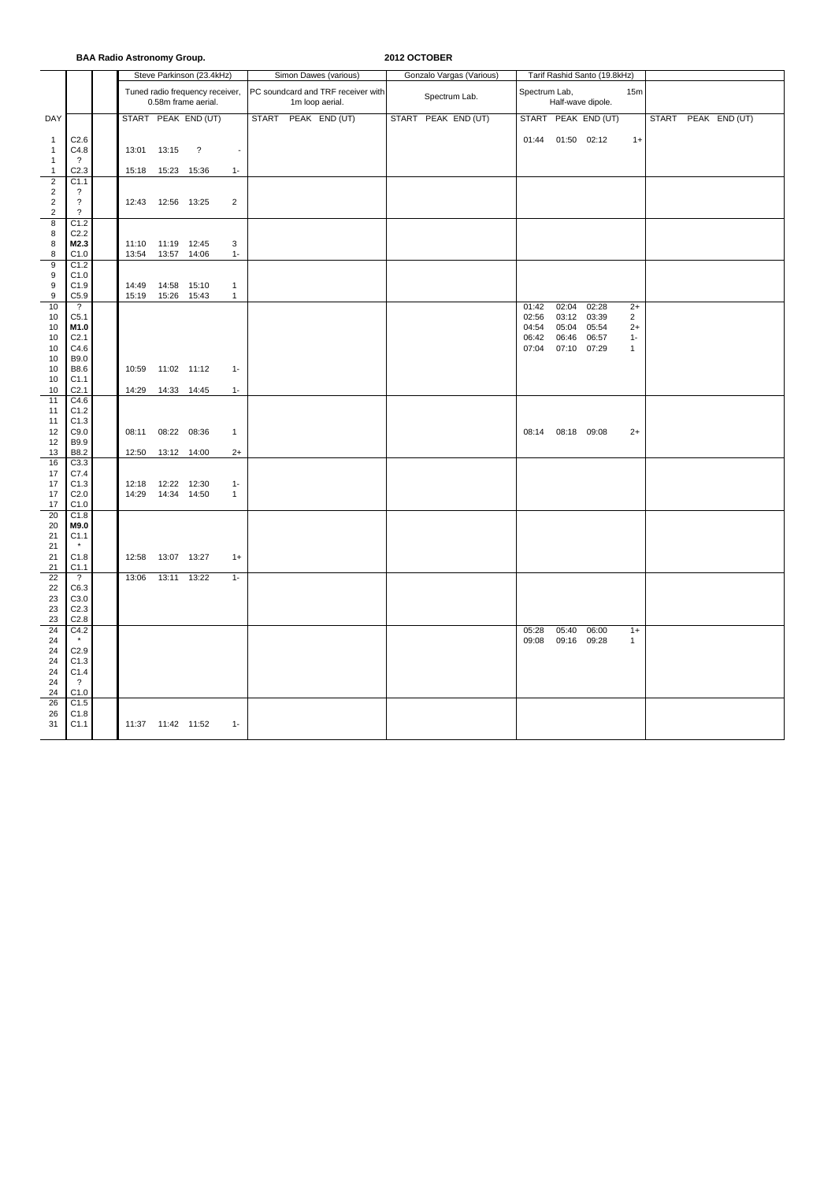**BAA Radio Astronomy Group.** **2012 OCTOBER**

| DAY | | | Steve Parkinson (23.4kHz) Tuned radio frequency receiver, 0.58m frame aerial. START | PEAK | END (UT) | | Simon Dawes (various) PC soundcard and TRF receiver with 1m loop aerial. START | PEAK | END (UT) | Gonzalo Vargas (Various) Spectrum Lab. START | PEAK | END (UT) | Tarif Rashid Santo (19.8kHz) Spectrum Lab, Half-wave dipole. 15m START | PEAK | END (UT) | | START | PEAK | END (UT) |
|---|---|---|---|---|---|---|---|---|---|---|---|---|---|---|---|---|---|---|
| 1 | C2.6 | | | | | | | | | | | | 01:44 | 01:50 | 02:12 | 1+ | | | |
| 1 | C4.8 | | 13:01 | 13:15 | ? | - | | | | | | | | | | | | | |
| 1 | ? | | | | | | | | | | | | | | | | | | |
| 1 | C2.3 | | 15:18 | 15:23 | 15:36 | 1- | | | | | | | | | | | | | |
| 2 | C1.1 | | | | | | | | | | | | | | | | | | |
| 2 | ? | | | | | | | | | | | | | | | | | | |
| 2 | ? | | 12:43 | 12:56 | 13:25 | 2 | | | | | | | | | | | | | |
| 2 | ? | | | | | | | | | | | | | | | | | | |
| 8 | C1.2 | | | | | | | | | | | | | | | | | | |
| 8 | C2.2 | | | | | | | | | | | | | | | | | | |
| 8 | **M2.3** | | 11:10 | 11:19 | 12:45 | 3 | | | | | | | | | | | | | |
| 8 | C1.0 | | 13:54 | 13:57 | 14:06 | 1- | | | | | | | | | | | | | |
| 9 | C1.2 | | | | | | | | | | | | | | | | | | |
| 9 | C1.0 | | | | | | | | | | | | | | | | | | |
| 9 | C1.9 | | 14:49 | 14:58 | 15:10 | 1 | | | | | | | | | | | | | |
| 9 | C5.9 | | 15:19 | 15:26 | 15:43 | 1 | | | | | | | | | | | | | |
| 10 | ? | | | | | | | | | | | | 01:42 | 02:04 | 02:28 | 2+ | | | |
| 10 | C5.1 | | | | | | | | | | | | 02:56 | 03:12 | 03:39 | 2 | | | |
| 10 | **M1.0** | | | | | | | | | | | | 04:54 | 05:04 | 05:54 | 2+ | | | |
| 10 | C2.1 | | | | | | | | | | | | 06:42 | 06:46 | 06:57 | 1- | | | |
| 10 | C4.6 | | | | | | | | | | | | 07:04 | 07:10 | 07:29 | 1 | | | |
| 10 | B9.0 | | | | | | | | | | | | | | | | | | |
| 10 | B8.6 | | 10:59 | 11:02 | 11:12 | 1- | | | | | | | | | | | | | |
| 10 | C1.1 | | | | | | | | | | | | | | | | | | |
| 10 | C2.1 | | 14:29 | 14:33 | 14:45 | 1- | | | | | | | | | | | | | |
| 11 | C4.6 | | | | | | | | | | | | | | | | | | |
| 11 | C1.2 | | | | | | | | | | | | | | | | | | |
| 11 | C1.3 | | | | | | | | | | | | | | | | | | |
| 12 | C9.0 | | 08:11 | 08:22 | 08:36 | 1 | | | | | | | 08:14 | 08:18 | 09:08 | 2+ | | | |
| 12 | B9.9 | | | | | | | | | | | | | | | | | | |
| 13 | B8.2 | | 12:50 | 13:12 | 14:00 | 2+ | | | | | | | | | | | | | |
| 16 | C3.3 | | | | | | | | | | | | | | | | | | |
| 17 | C7.4 | | | | | | | | | | | | | | | | | | |
| 17 | C1.3 | | 12:18 | 12:22 | 12:30 | 1- | | | | | | | | | | | | | |
| 17 | C2.0 | | 14:29 | 14:34 | 14:50 | 1 | | | | | | | | | | | | | |
| 17 | C1.0 | | | | | | | | | | | | | | | | | | |
| 20 | C1.8 | | | | | | | | | | | | | | | | | | |
| 20 | **M9.0** | | | | | | | | | | | | | | | | | | |
| 21 | C1.1 | | | | | | | | | | | | | | | | | | |
| 21 | * | | | | | | | | | | | | | | | | | | |
| 21 | C1.8 | | 12:58 | 13:07 | 13:27 | 1+ | | | | | | | | | | | | | |
| 21 | C1.1 | | | | | | | | | | | | | | | | | | |
| 22 | ? | | 13:06 | 13:11 | 13:22 | 1- | | | | | | | | | | | | | |
| 22 | C6.3 | | | | | | | | | | | | | | | | | | |
| 23 | C3.0 | | | | | | | | | | | | | | | | | | |
| 23 | C2.3 | | | | | | | | | | | | | | | | | | |
| 23 | C2.8 | | | | | | | | | | | | | | | | | | |
| 24 | C4.2 | | | | | | | | | | | | 05:28 | 05:40 | 06:00 | 1+ | | | |
| 24 | * | | | | | | | | | | | | 09:08 | 09:16 | 09:28 | 1 | | | |
| 24 | C2.9 | | | | | | | | | | | | | | | | | | |
| 24 | C1.3 | | | | | | | | | | | | | | | | | | |
| 24 | C1.4 | | | | | | | | | | | | | | | | | | |
| 24 | ? | | | | | | | | | | | | | | | | | | |
| 24 | C1.0 | | | | | | | | | | | | | | | | | | |
| 26 | C1.5 | | | | | | | | | | | | | | | | | | |
| 26 | C1.8 | | | | | | | | | | | | | | | | | | |
| 31 | C1.1 | | 11:37 | 11:42 | 11:52 | 1- | | | | | | | | | | | | | |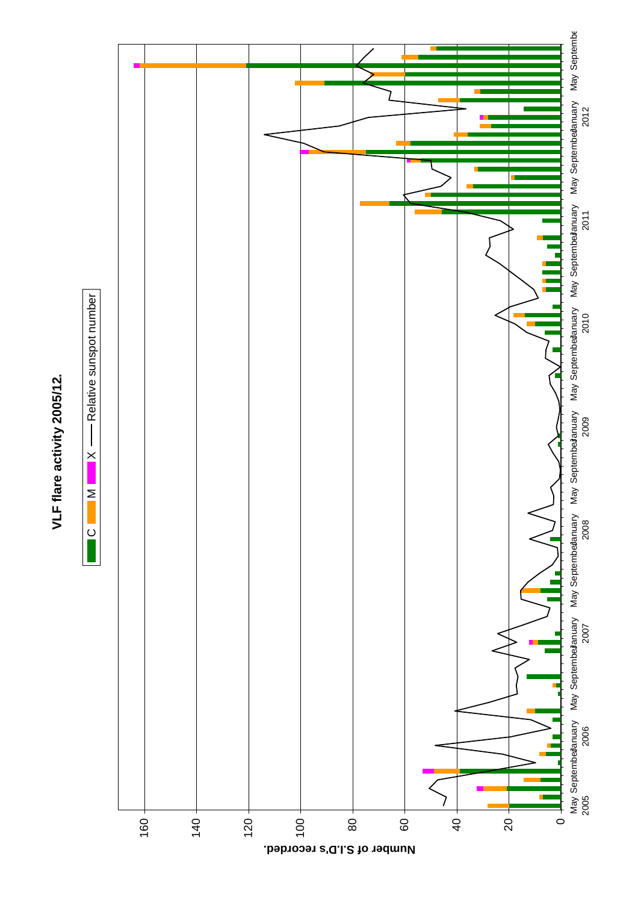**VLF flare activity 2005/12.**

C   M   X   —— Relative sunspot number

Number of S.I.D's recorded.

0 20 40 60 80 100 120 140 160

May 2005 September January 2006 May September January 2007 May September January 2008 May September January 2009 May September January 2010 May September January 2011 May September January 2012 May September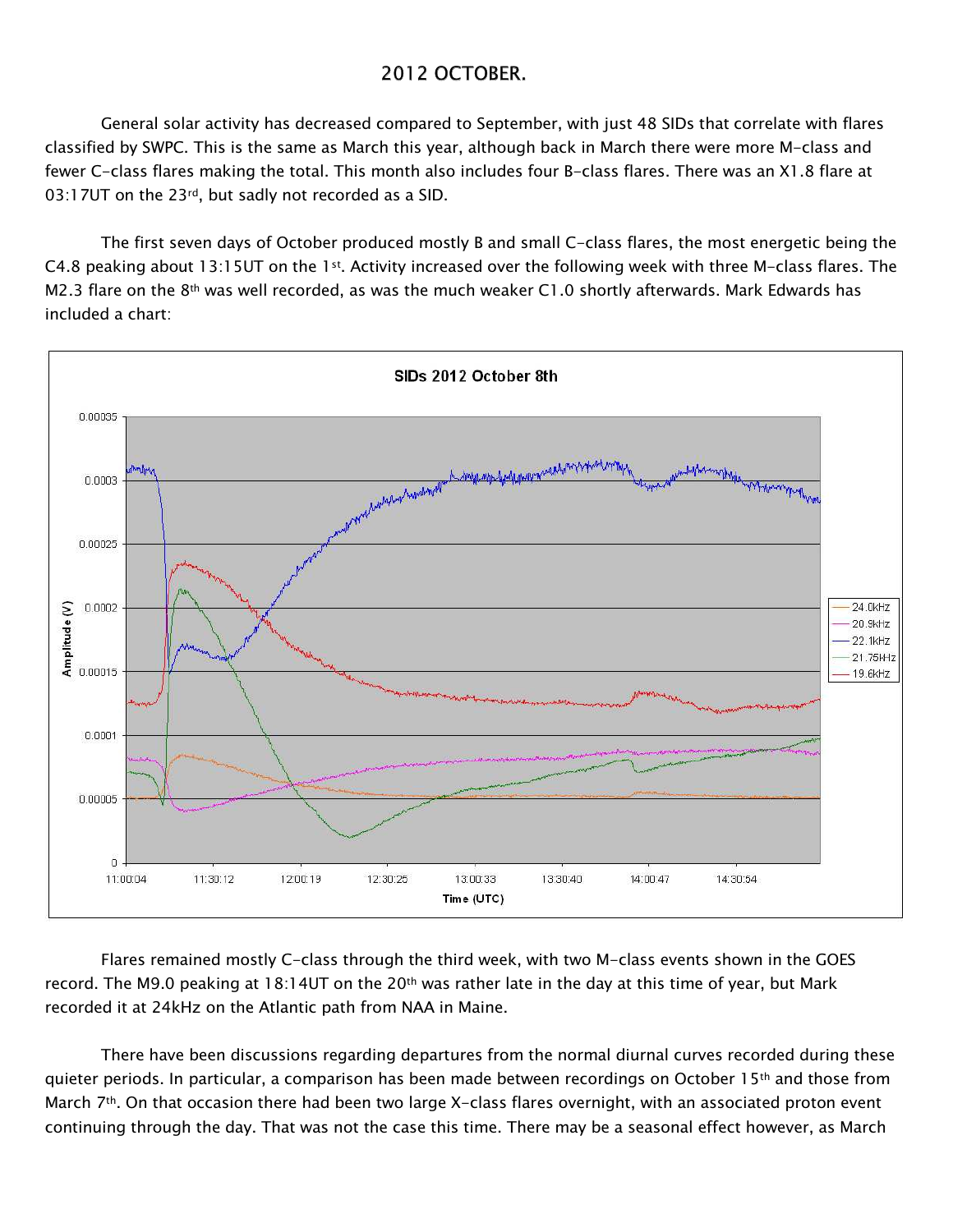## 2012 OCTOBER.

General solar activity has decreased compared to September, with just 48 SIDs that correlate with flares classified by SWPC. This is the same as March this year, although back in March there were more M-class and fewer C-class flares making the total. This month also includes four B-class flares. There was an X1.8 flare at 03:17UT on the 23rd, but sadly not recorded as a SID.

The first seven days of October produced mostly B and small C-class flares, the most energetic being the C4.8 peaking about 13:15UT on the 1st. Activity increased over the following week with three M-class flares. The M2.3 flare on the 8th was well recorded, as was the much weaker C1.0 shortly afterwards. Mark Edwards has included a chart:

Flares remained mostly C-class through the third week, with two M-class events shown in the GOES record. The M9.0 peaking at 18:14UT on the 20th was rather late in the day at this time of year, but Mark recorded it at 24kHz on the Atlantic path from NAA in Maine.

There have been discussions regarding departures from the normal diurnal curves recorded during these quieter periods. In particular, a comparison has been made between recordings on October 15th and those from March 7th. On that occasion there had been two large X-class flares overnight, with an associated proton event continuing through the day. That was not the case this time. There may be a seasonal effect however, as March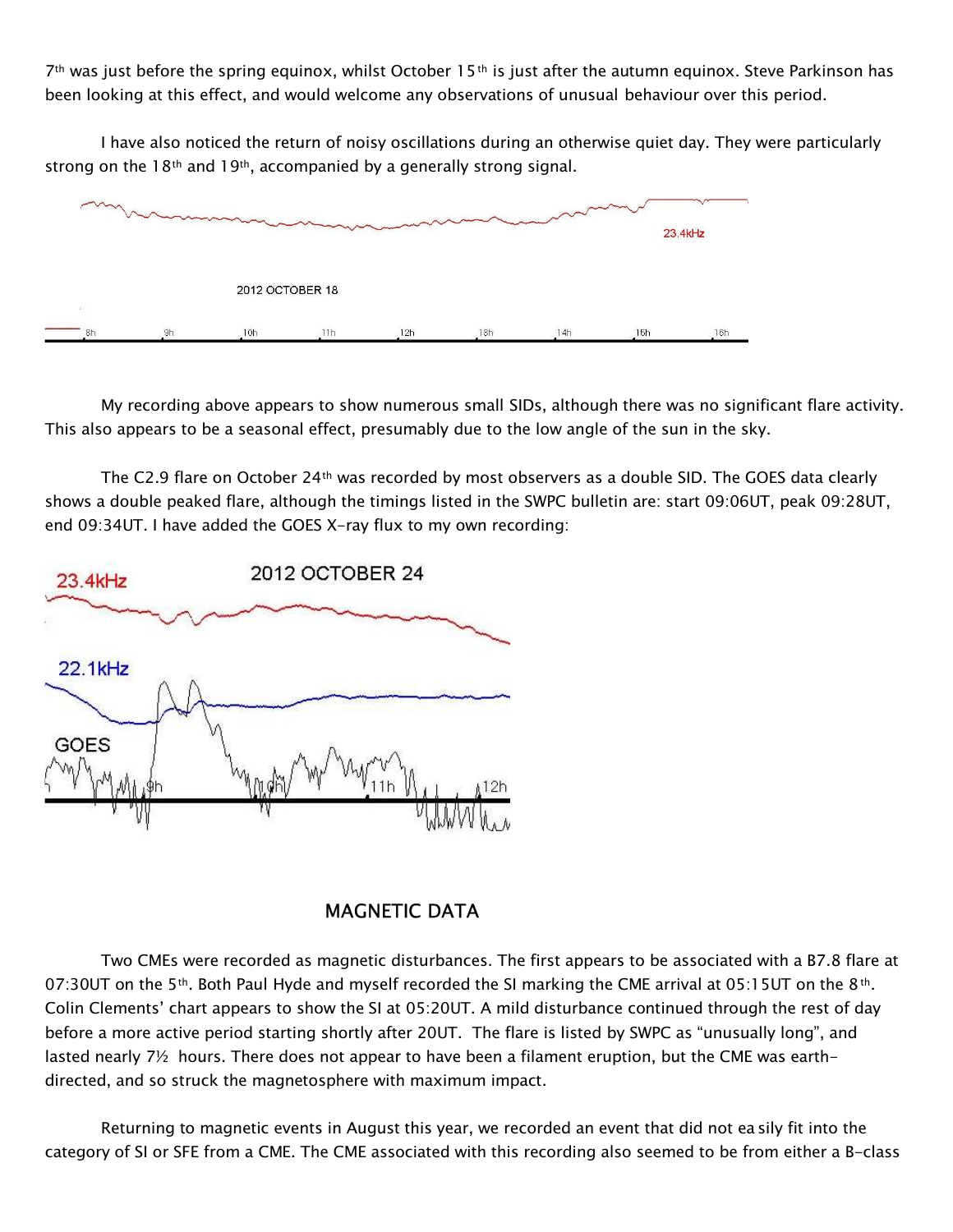7th was just before the spring equinox, whilst October 15th is just after the autumn equinox. Steve Parkinson has been looking at this effect, and would welcome any observations of unusual behaviour over this period.

I have also noticed the return of noisy oscillations during an otherwise quiet day. They were particularly strong on the 18th and 19th, accompanied by a generally strong signal.

My recording above appears to show numerous small SIDs, although there was no significant flare activity. This also appears to be a seasonal effect, presumably due to the low angle of the sun in the sky.

The C2.9 flare on October 24th was recorded by most observers as a double SID. The GOES data clearly shows a double peaked flare, although the timings listed in the SWPC bulletin are: start 09:06UT, peak 09:28UT, end 09:34UT. I have added the GOES X-ray flux to my own recording:

## MAGNETIC DATA

Two CMEs were recorded as magnetic disturbances. The first appears to be associated with a B7.8 flare at 07:30UT on the 5th. Both Paul Hyde and myself recorded the SI marking the CME arrival at 05:15UT on the 8th. Colin Clements' chart appears to show the SI at 05:20UT. A mild disturbance continued through the rest of day before a more active period starting shortly after 20UT. The flare is listed by SWPC as "unusually long", and lasted nearly 7½ hours. There does not appear to have been a filament eruption, but the CME was earth-directed, and so struck the magnetosphere with maximum impact.

Returning to magnetic events in August this year, we recorded an event that did not easily fit into the category of SI or SFE from a CME. The CME associated with this recording also seemed to be from either a B-class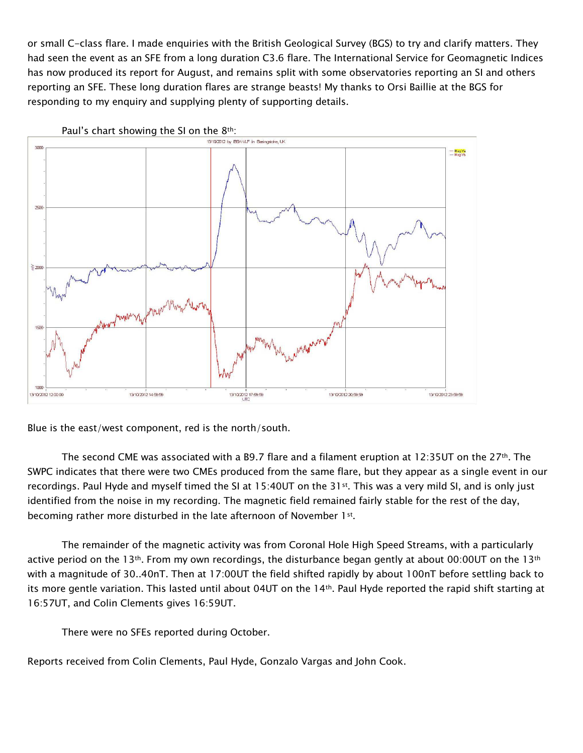or small C-class flare. I made enquiries with the British Geological Survey (BGS) to try and clarify matters. They had seen the event as an SFE from a long duration C3.6 flare. The International Service for Geomagnetic Indices has now produced its report for August, and remains split with some observatories reporting an SI and others reporting an SFE. These long duration flares are strange beasts! My thanks to Orsi Baillie at the BGS for responding to my enquiry and supplying plenty of supporting details.

Paul's chart showing the SI on the 8th:

Blue is the east/west component, red is the north/south.

The second CME was associated with a B9.7 flare and a filament eruption at 12:35UT on the 27th. The SWPC indicates that there were two CMEs produced from the same flare, but they appear as a single event in our recordings. Paul Hyde and myself timed the SI at 15:40UT on the 31st. This was a very mild SI, and is only just identified from the noise in my recording. The magnetic field remained fairly stable for the rest of the day, becoming rather more disturbed in the late afternoon of November 1st.

The remainder of the magnetic activity was from Coronal Hole High Speed Streams, with a particularly active period on the 13th. From my own recordings, the disturbance began gently at about 00:00UT on the 13th with a magnitude of 30..40nT. Then at 17:00UT the field shifted rapidly by about 100nT before settling back to its more gentle variation. This lasted until about 04UT on the 14th. Paul Hyde reported the rapid shift starting at 16:57UT, and Colin Clements gives 16:59UT.

There were no SFEs reported during October.

Reports received from Colin Clements, Paul Hyde, Gonzalo Vargas and John Cook.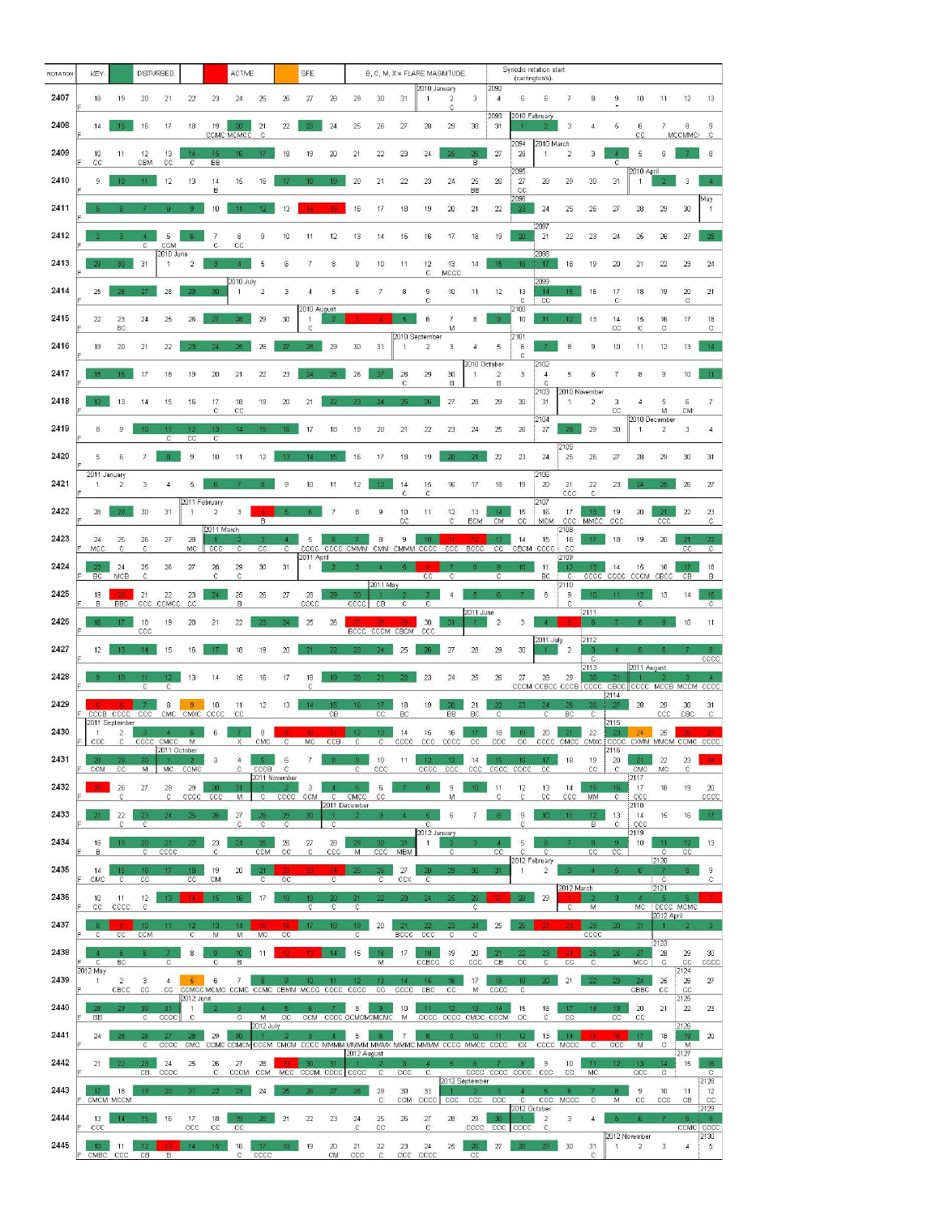| ROTATION | KEY: | DISTURBED | ACTIVE | SFE | B, C, M, X = FLARE MAGNITUDE. | Synodic rotation start (carrington's). |
|---|---|---|---|---|---|---|

| Rotation | Days | Flares (day: magnitude) | Synodic rotation start |
|---|---|---|---|
| 2407 | 18–31, 2010 January 1–13 | 2: C | 2092 (4) |
| 2408 | 14–31, 2010 February 1–9 | 19: CCMC; 20: MCMCC; 21: C; 6: CC; 8: MCCMMC; 9: C | 2093 (31) |
| 2409 | 10–28, 2010 March 1–8 | 10: CC; 12: CBM; 13: CC; 14: C; 15: BB; 26: B; 4: C | 2094 (28) |
| 2410 | 9–31, 2010 April 1–4 | 14: B; 25: BB; 27: CC | 2095 (27) |
| 2411 | 5–30, May 1 | | 2096 (23) |
| 2412 | 2–28 | 4: C; 5: CCM; 7: C; 8: CC | 2097 (21) |
| 2413 | 29–31, 2010 June 1–24 | 12: C; 13: MCCC | 2098 (17) |
| 2414 | 25–30, 2010 July 1–21 | 9: C; 13: C; 14: CC; 17: C; 20: C | 2099 (14) |
| 2415 | 22–30, 2010 August 1–18 | 23: BC; 1: C; 7: M; 14: CC; 15: C; 16: C; 18: C | 2100 (10) |
| 2416 | 19–31, 2010 September 1–14 | 6: C | 2101 (6) |
| 2417 | 15–30, 2010 October 1–11 | 28: C; 30: B; 2: B; 4: C | 2102 (4) |
| 2418 | 12–31, 2010 November 1–7 | 17: C; 18: CC; 3: CC; 5: M; 6: CM | 2103 (31) |
| 2419 | 8–30, 2010 December 1–4 | 11: C; 12: CC; 13: C | 2104 (27) |
| 2420 | 5–31 | | 2105 (25) |
| 2421 | 2011 January 1–27 | 14: C; 15: C; 21: CCC; 22: C | 2106 (20) |
| 2422 | 28–31, 2011 February 1–23 | 4: B; 10: CC; 12: C; 13: BCM; 14: CM; 15: CC; 16: MCM; 17: CCC; 18: MMCC; 19: CCC; 21: CCC; 23: C | 2107 (16) |
| 2423 | 24–28, 2011 March 1–22 | 24: MCC; 25: C; 26: C; 28: MC; 1: CCC; 2: C; 3: CC; 4: C; 5: CCCC; 6: CCCC; 7: CMMM; 8: CMM; 9: CMMM; 10: CCCC; 11: CCC; 12: BCCC; 13: CC; 14: CBCM; 15: CCCC; 16: CC; 21: CC; 22: C | 2108 (16) |
| 2424 | 23–31, 2011 April 1–18 | 23: BC; 24: MCB; 25: C; 28: C; 29: C; 5: CC; 6: C; 8: C; 11: BC; 12: C; 13: CCCC; 14: CCCC; 15: CCCM; 16: CBCC; 17: CB; 18: B | 2109 (12) |
| 2425 | 19–30, 2011 May 1–15 | 19: B; 20: BBC; 21: CCC; 22: CCMCC; 23: CC; 25: B; 28: CCCC; 30: CCCC; 1: CB; 2: C; 3: C; 9: C; 12: C; 15: C | 2110 (9) |
| 2426 | 16–31, 2011 June 1–11 | 18: CCC; 27: BCCC; 28: CCCM; 29: CBCM; 30: CCC | 2111 (6) |
| 2427 | 12–30, 2011 July 1–8 | 3: C; 8: CCCC | 2112 (3) |
| 2428 | 9–31, 2011 August 1–4 | 11: C; 12: C; 18: C; 27: CCCM; 28: CCBCC; 29: CCCB; 30: CCCC; 31: CBCC; 1: CCCC; 2: MCCB; 3: MCCM; 4: CCCC | 2113 (30) |
| 2429 | 5–31 | 5: CCCB; 6: CCCC; 7: CCC; 8: CMC; 9: CMXC; 10: CCCC; 11: CC; 15: CB; 17: CC; 18: BC; 20: BB; 21: BC; 22: C; 24: C; 25: BC; 26: C; 29: CCC; 30: CBC; 31: C | 2114 (27) |
| 2430 | 2011 September 1–27 | 1: CCC; 2: C; 3: CCCC; 4: CMCC; 5: M; 7: X; 8: CMC; 9: C; 10: MC; 11: CCB; 12: C; 13: C; 14: CCCC; 15: CCCC; 16: CCCC; 17: CCC; 18: CCC; 19: CC; 20: CCCC; 21: CMCC; 22: CMXC; 23: CCCC; 24: CXMM; 25: MMCM; 26: CCMC; 27: CCCC | 2115 (23) |
| 2431 | 28–30, 2011 October 1–24 | 28: CCM; 29: CC; 30: M; 1: MC; 2: CCMC; 5: CCCB; 6: CC; 12: CCCC; 13: CCC; 14: CCC; 15: CCCC; 16: CCCC; 17: CCC; 19: CC; 20: C; 21: CMC; 22: MC; 23: C | 2116 (20) |
| 2432 | 25–31, 2011 November 1–20 | 28: C; 29: CCCC; 30: CCC; 31: M; 1: C; 2: CCCC; 3: CCM; 4: C; 5: CMCC; 6: CC; 9: M; 11: C; 12: C; 13: CC; 14: CCC; 15: MM; 16: C; 17: CCC; 20: CCCC | 2117 (17) |
| 2433 | 21–30, 2011 December 1–17 | 22: C; 23: C; 27: C; 28: C; 29: C; 1: C; 5: C; 12: B; 13: C; 14: CCC | 2118 (14) |
| 2434 | 18–31, 2012 January 1–13 | 18: B; 20: C; 21: CCCC; 23: C; 25: CCM; 26: CC; 27: C; 28: CCC; 29: M; 30: CCC; 31: MBM; 4: CC; 5: C; 8: CC; 9: CC; 11: C; 12: CC | 2119 (10) |
| 2435 | 14–31, 2012 February 1–9 | 14: CMC; 15: C; 16: CC; 18: CC; 19: CM; 21: C; 22: CC; 26: C; 27: CCX; 28: C; 7: C; 9: C | 2120 (7) |
| 2436 | 10–29, 2012 March 1–7 | 10: CC; 11: CCCC; 12: C; 19: C; 20: C; 26: C; 2: C; 3: M; 5: MC; 6: CCCC; 7: MCMC | 2121 (5) |
| 2437 | 8–31, 2012 April 1–3 | 8: C; 9: CC; 10: CCM; 12: C; 13: M; 14: M; 15: MC; 16: CC; 19: C; 21: BCCC; 22: CCC; 23: C; 24: C; 29: CCCC | 2122 (1) |
| 2438 | 4–30 | 5: BC; 7: C; 9: C; 10: B; 16: M; 18: CCBCC; 20: CCC; 21: CB; 22: CC; 23: C; 24: CC; 25: C; 27: MCC; 28: C; 29: CC; 30: CCCC | 2123 (28) |
| 2439 | 2012 May 1–27 | 2: CBCC; 3: CC; 4: CC; 5: CCMCC; 6: MCMC; 7: CCMC; 8: CCMC; 9: CBMM; 10: MCCC; 11: CCCC; 12: CCCC; 13: CC; 14: CCCC; 15: CBC; 16: CC; 17: M; 18: CCCC; 19: C; 24: CBBC; 25: CC; 26: CC | 2124 (26) |
| 2440 | 28–31, 2012 June 1–23 | 28: BB; 29: C; 30: C; 31: CCCC; 1: C; 3: C; 4: M; 5: CC; 6: CCM; 7: CCCC; 8: CCMCMCMC; 9: M; 11: CCCC; 12: CCCC; 13: CMCC; 14: CCCM; 15: CC; 16: C; 17: CC; 19: CC; 20: CC | 2125 (22) |
| 2441 | 24–30, 2012 July 1–20 | 25: C; 26: CCCC; 27: CMC; 28: CCMC; 29: CCMCM; 30: CCCM; 1: CMCM; 2: CCCC; 3: MMMM; 4: MMMM; 5: MMMM; 6: MMMC; 7: MMMM; 8: CCCC; 9: CCCC; 10: MMCC; 11: CCCC; 12: CX; 13: CCCC; 14: MCCC; 15: C; 16: CCC; 17: M; 18: C; 19: M | 2126 (19) |
| 2442 | 21–31, 2012 August 1–16 | 23: CB; 24: CCCC; 26: C; 27: CCCM; 28: CCM; 29: MCC; 30: CCCM; 31: CCCC; 1: CCCC; 2: C; 3: CCC; 4: C; 6: CCCC; 7: CCCC; 8: CCC; 9: CC; 10: CC; 11: MC; 14: CCC; 16: C | 2127 (15) |
| 2443 | 17–31, 2012 September 1–12 | 17: CMCM; 18: MCCM; 30: CCM; 31: CCCC; 1: CCC; 2: CCC; 3: CCC; 4: C; 5: CCC; 6: MCCC; 7: C; 8: M; 9: CC; 10: CCC; 11: CB; 12: CC | 2128 (11) |
| 2444 | 13–30, 2012 October 1–9 | 13: CCC; 17: CCC; 18: CC; 19: CC; 25: CC; 27: C; 29: CCCC; 30: CCC; 1: CCCC; 2: C; 8: CCMC; 9: CCCC | 2129 (9) |
| 2445 | 10–31, 2012 November 1–5 | 10: CMBC; 11: CCC; 12: CB; 13: B; 16: C; 17: CCCC; 20: CM; 21: CCC; 22: C; 23: CCC; 24: CCCC; 26: CC; 31: C | 2130 (5) |